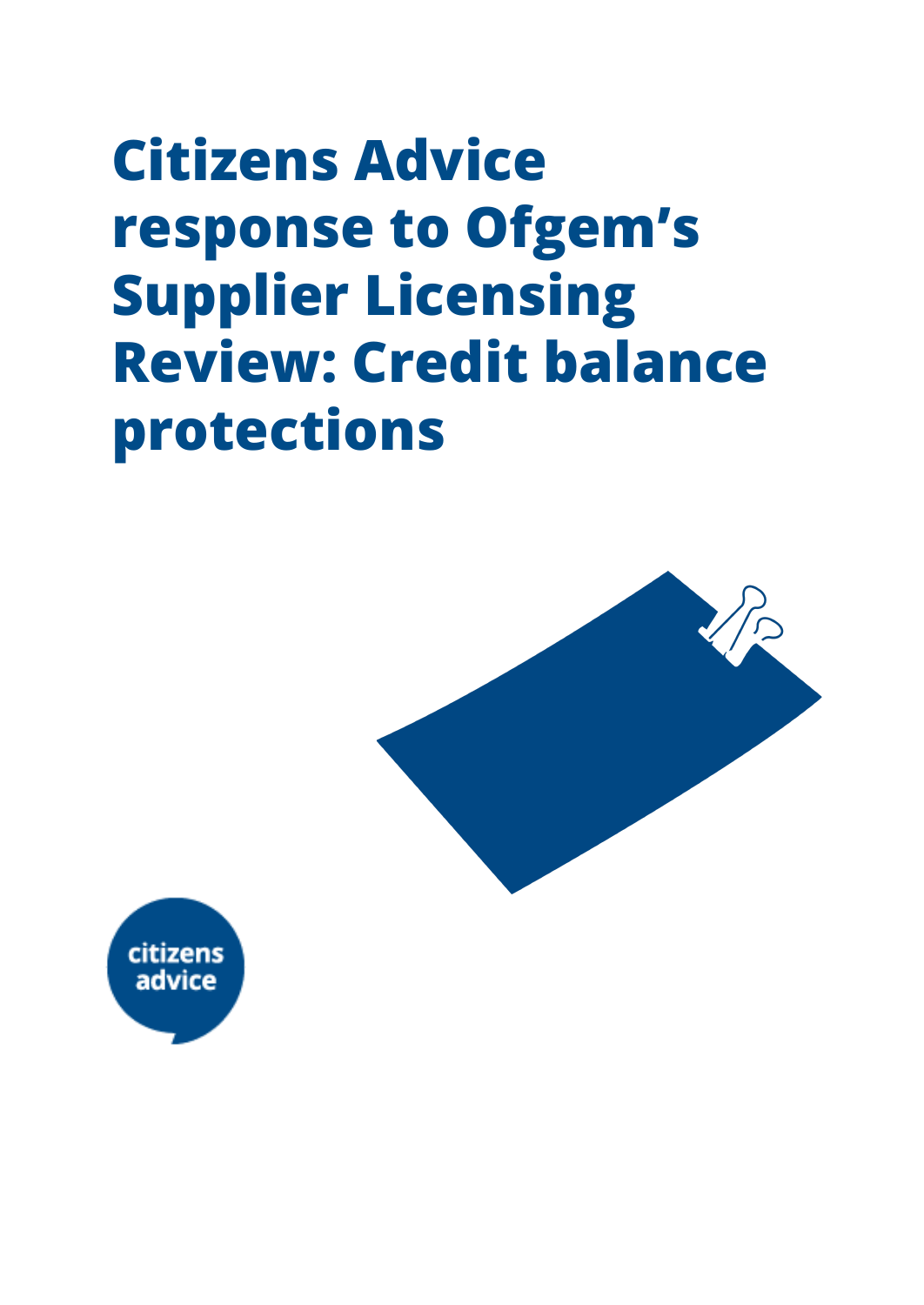# Citizens Advice response to Ofgem's Supplier Licensing Review: Credit balance protections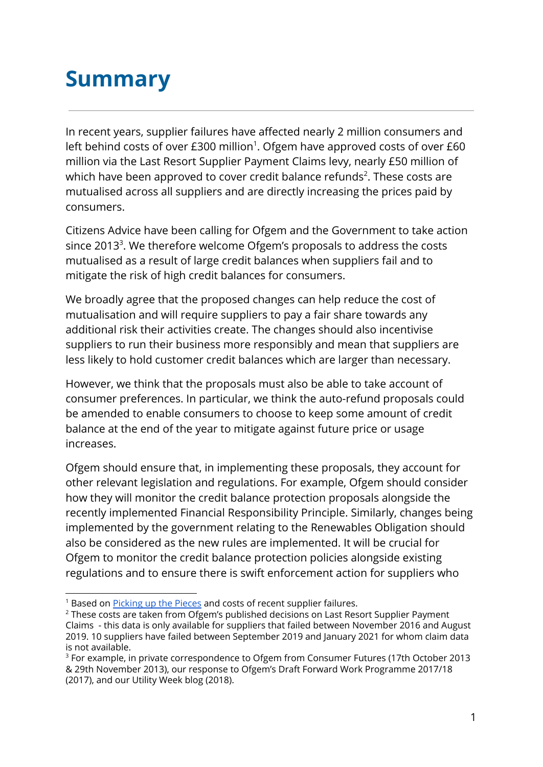# Summary

In recent years, supplier failures have affected nearly 2 million consumers and left behind costs of over £300 million[1]. Ofgem have approved costs of over £60 million via the Last Resort Supplier Payment Claims levy, nearly £50 million of which have been approved to cover credit balance refunds[2]. These costs are mutualised across all suppliers and are directly increasing the prices paid by consumers.

Citizens Advice have been calling for Ofgem and the Government to take action since 2013[3]. We therefore welcome Ofgem's proposals to address the costs mutualised as a result of large credit balances when suppliers fail and to mitigate the risk of high credit balances for consumers.

We broadly agree that the proposed changes can help reduce the cost of mutualisation and will require suppliers to pay a fair share towards any additional risk their activities create. The changes should also incentivise suppliers to run their business more responsibly and mean that suppliers are less likely to hold customer credit balances which are larger than necessary.

However, we think that the proposals must also be able to take account of consumer preferences. In particular, we think the auto-refund proposals could be amended to enable consumers to choose to keep some amount of credit balance at the end of the year to mitigate against future price or usage increases.

Ofgem should ensure that, in implementing these proposals, they account for other relevant legislation and regulations. For example, Ofgem should consider how they will monitor the credit balance protection proposals alongside the recently implemented Financial Responsibility Principle. Similarly, changes being implemented by the government relating to the Renewables Obligation should also be considered as the new rules are implemented. It will be crucial for Ofgem to monitor the credit balance protection policies alongside existing regulations and to ensure there is swift enforcement action for suppliers who

---

[1] Based on [Picking up the Pieces](#) and costs of recent supplier failures.

[2] These costs are taken from Ofgem's published decisions on Last Resort Supplier Payment Claims - this data is only available for suppliers that failed between November 2016 and August 2019. 10 suppliers have failed between September 2019 and January 2021 for whom claim data is not available.

[3] For example, in private correspondence to Ofgem from Consumer Futures (17th October 2013 & 29th November 2013), our response to Ofgem's Draft Forward Work Programme 2017/18 (2017), and our Utility Week blog (2018).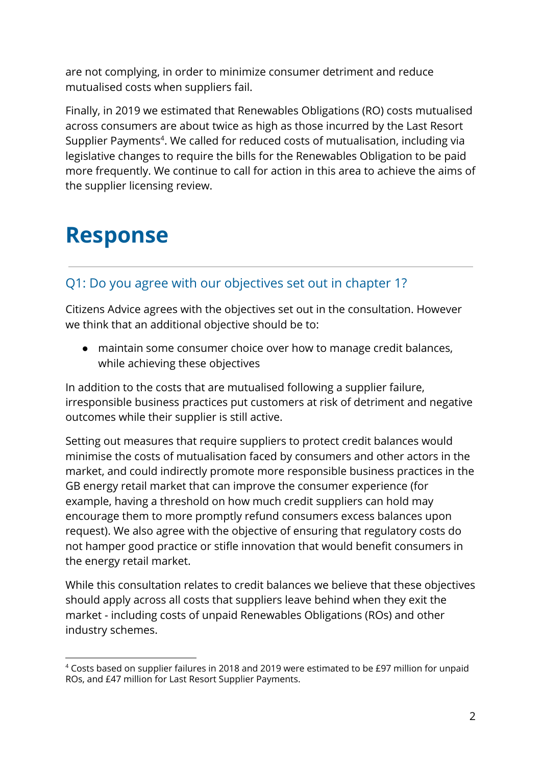are not complying, in order to minimize consumer detriment and reduce mutualised costs when suppliers fail.

Finally, in 2019 we estimated that Renewables Obligations (RO) costs mutualised across consumers are about twice as high as those incurred by the Last Resort Supplier Payments[4]. We called for reduced costs of mutualisation, including via legislative changes to require the bills for the Renewables Obligation to be paid more frequently. We continue to call for action in this area to achieve the aims of the supplier licensing review.

# Response

---

## Q1: Do you agree with our objectives set out in chapter 1?

Citizens Advice agrees with the objectives set out in the consultation. However we think that an additional objective should be to:

- maintain some consumer choice over how to manage credit balances, while achieving these objectives

In addition to the costs that are mutualised following a supplier failure, irresponsible business practices put customers at risk of detriment and negative outcomes while their supplier is still active.

Setting out measures that require suppliers to protect credit balances would minimise the costs of mutualisation faced by consumers and other actors in the market, and could indirectly promote more responsible business practices in the GB energy retail market that can improve the consumer experience (for example, having a threshold on how much credit suppliers can hold may encourage them to more promptly refund consumers excess balances upon request). We also agree with the objective of ensuring that regulatory costs do not hamper good practice or stifle innovation that would benefit consumers in the energy retail market.

While this consultation relates to credit balances we believe that these objectives should apply across all costs that suppliers leave behind when they exit the market - including costs of unpaid Renewables Obligations (ROs) and other industry schemes.

---

[4] Costs based on supplier failures in 2018 and 2019 were estimated to be £97 million for unpaid ROs, and £47 million for Last Resort Supplier Payments.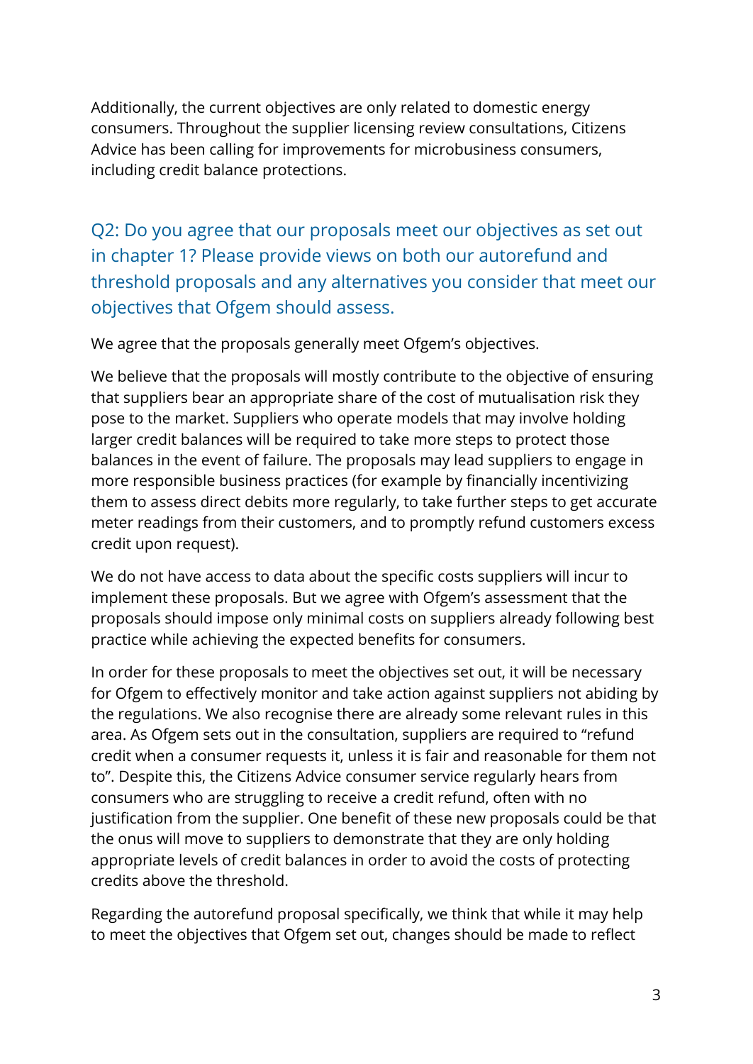Additionally, the current objectives are only related to domestic energy consumers. Throughout the supplier licensing review consultations, Citizens Advice has been calling for improvements for microbusiness consumers, including credit balance protections.

## Q2: Do you agree that our proposals meet our objectives as set out in chapter 1? Please provide views on both our autorefund and threshold proposals and any alternatives you consider that meet our objectives that Ofgem should assess.

We agree that the proposals generally meet Ofgem's objectives.

We believe that the proposals will mostly contribute to the objective of ensuring that suppliers bear an appropriate share of the cost of mutualisation risk they pose to the market. Suppliers who operate models that may involve holding larger credit balances will be required to take more steps to protect those balances in the event of failure. The proposals may lead suppliers to engage in more responsible business practices (for example by financially incentivizing them to assess direct debits more regularly, to take further steps to get accurate meter readings from their customers, and to promptly refund customers excess credit upon request).

We do not have access to data about the specific costs suppliers will incur to implement these proposals. But we agree with Ofgem's assessment that the proposals should impose only minimal costs on suppliers already following best practice while achieving the expected benefits for consumers.

In order for these proposals to meet the objectives set out, it will be necessary for Ofgem to effectively monitor and take action against suppliers not abiding by the regulations. We also recognise there are already some relevant rules in this area. As Ofgem sets out in the consultation, suppliers are required to "refund credit when a consumer requests it, unless it is fair and reasonable for them not to". Despite this, the Citizens Advice consumer service regularly hears from consumers who are struggling to receive a credit refund, often with no justification from the supplier. One benefit of these new proposals could be that the onus will move to suppliers to demonstrate that they are only holding appropriate levels of credit balances in order to avoid the costs of protecting credits above the threshold.

Regarding the autorefund proposal specifically, we think that while it may help to meet the objectives that Ofgem set out, changes should be made to reflect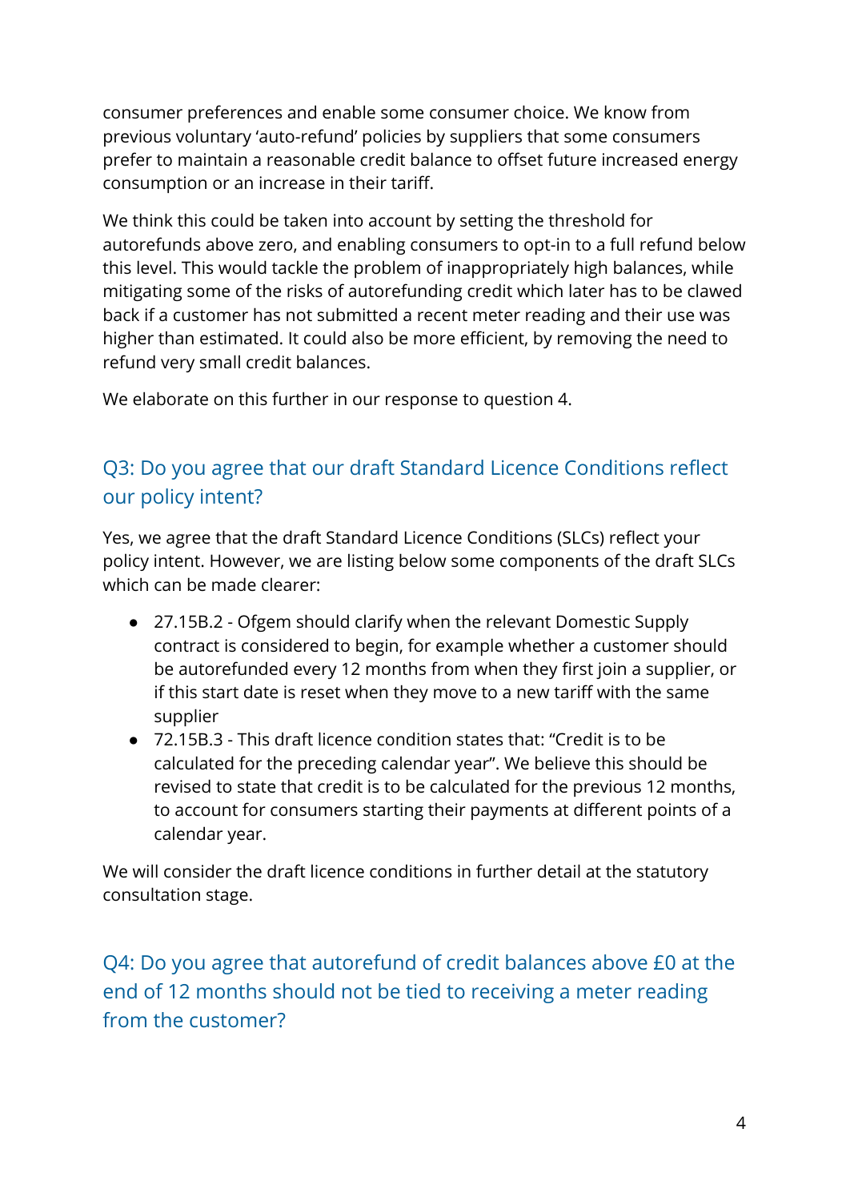consumer preferences and enable some consumer choice. We know from previous voluntary 'auto-refund' policies by suppliers that some consumers prefer to maintain a reasonable credit balance to offset future increased energy consumption or an increase in their tariff.

We think this could be taken into account by setting the threshold for autorefunds above zero, and enabling consumers to opt-in to a full refund below this level. This would tackle the problem of inappropriately high balances, while mitigating some of the risks of autorefunding credit which later has to be clawed back if a customer has not submitted a recent meter reading and their use was higher than estimated. It could also be more efficient, by removing the need to refund very small credit balances.

We elaborate on this further in our response to question 4.

## Q3: Do you agree that our draft Standard Licence Conditions reflect our policy intent?

Yes, we agree that the draft Standard Licence Conditions (SLCs) reflect your policy intent. However, we are listing below some components of the draft SLCs which can be made clearer:

- 27.15B.2 - Ofgem should clarify when the relevant Domestic Supply contract is considered to begin, for example whether a customer should be autorefunded every 12 months from when they first join a supplier, or if this start date is reset when they move to a new tariff with the same supplier
- 72.15B.3 - This draft licence condition states that: "Credit is to be calculated for the preceding calendar year". We believe this should be revised to state that credit is to be calculated for the previous 12 months, to account for consumers starting their payments at different points of a calendar year.

We will consider the draft licence conditions in further detail at the statutory consultation stage.

## Q4: Do you agree that autorefund of credit balances above £0 at the end of 12 months should not be tied to receiving a meter reading from the customer?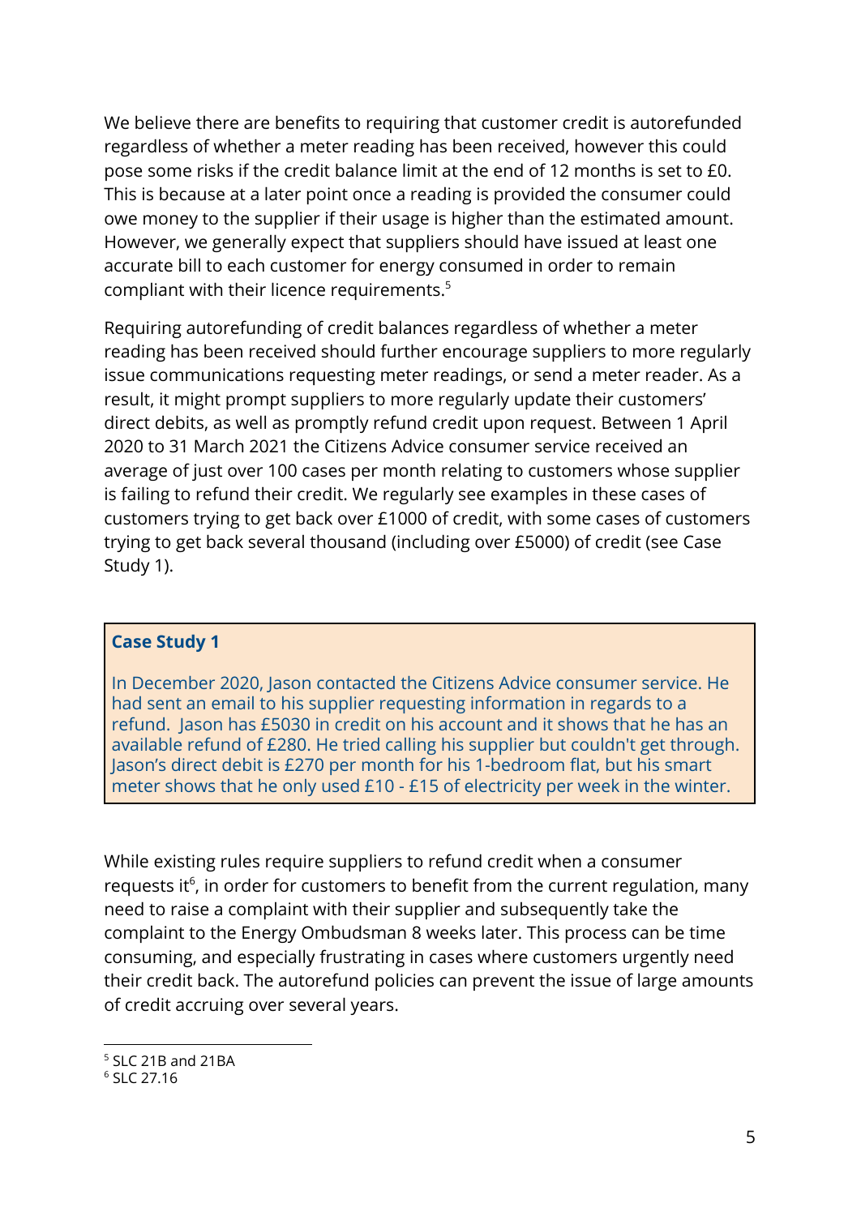We believe there are benefits to requiring that customer credit is autorefunded regardless of whether a meter reading has been received, however this could pose some risks if the credit balance limit at the end of 12 months is set to £0. This is because at a later point once a reading is provided the consumer could owe money to the supplier if their usage is higher than the estimated amount. However, we generally expect that suppliers should have issued at least one accurate bill to each customer for energy consumed in order to remain compliant with their licence requirements.[5]

Requiring autorefunding of credit balances regardless of whether a meter reading has been received should further encourage suppliers to more regularly issue communications requesting meter readings, or send a meter reader. As a result, it might prompt suppliers to more regularly update their customers' direct debits, as well as promptly refund credit upon request. Between 1 April 2020 to 31 March 2021 the Citizens Advice consumer service received an average of just over 100 cases per month relating to customers whose supplier is failing to refund their credit. We regularly see examples in these cases of customers trying to get back over £1000 of credit, with some cases of customers trying to get back several thousand (including over £5000) of credit (see Case Study 1).

> **Case Study 1**
>
> In December 2020, Jason contacted the Citizens Advice consumer service. He had sent an email to his supplier requesting information in regards to a refund. Jason has £5030 in credit on his account and it shows that he has an available refund of £280. He tried calling his supplier but couldn't get through. Jason's direct debit is £270 per month for his 1-bedroom flat, but his smart meter shows that he only used £10 - £15 of electricity per week in the winter.

While existing rules require suppliers to refund credit when a consumer requests it[6], in order for customers to benefit from the current regulation, many need to raise a complaint with their supplier and subsequently take the complaint to the Energy Ombudsman 8 weeks later. This process can be time consuming, and especially frustrating in cases where customers urgently need their credit back. The autorefund policies can prevent the issue of large amounts of credit accruing over several years.

---

[5] SLC 21B and 21BA

[6] SLC 27.16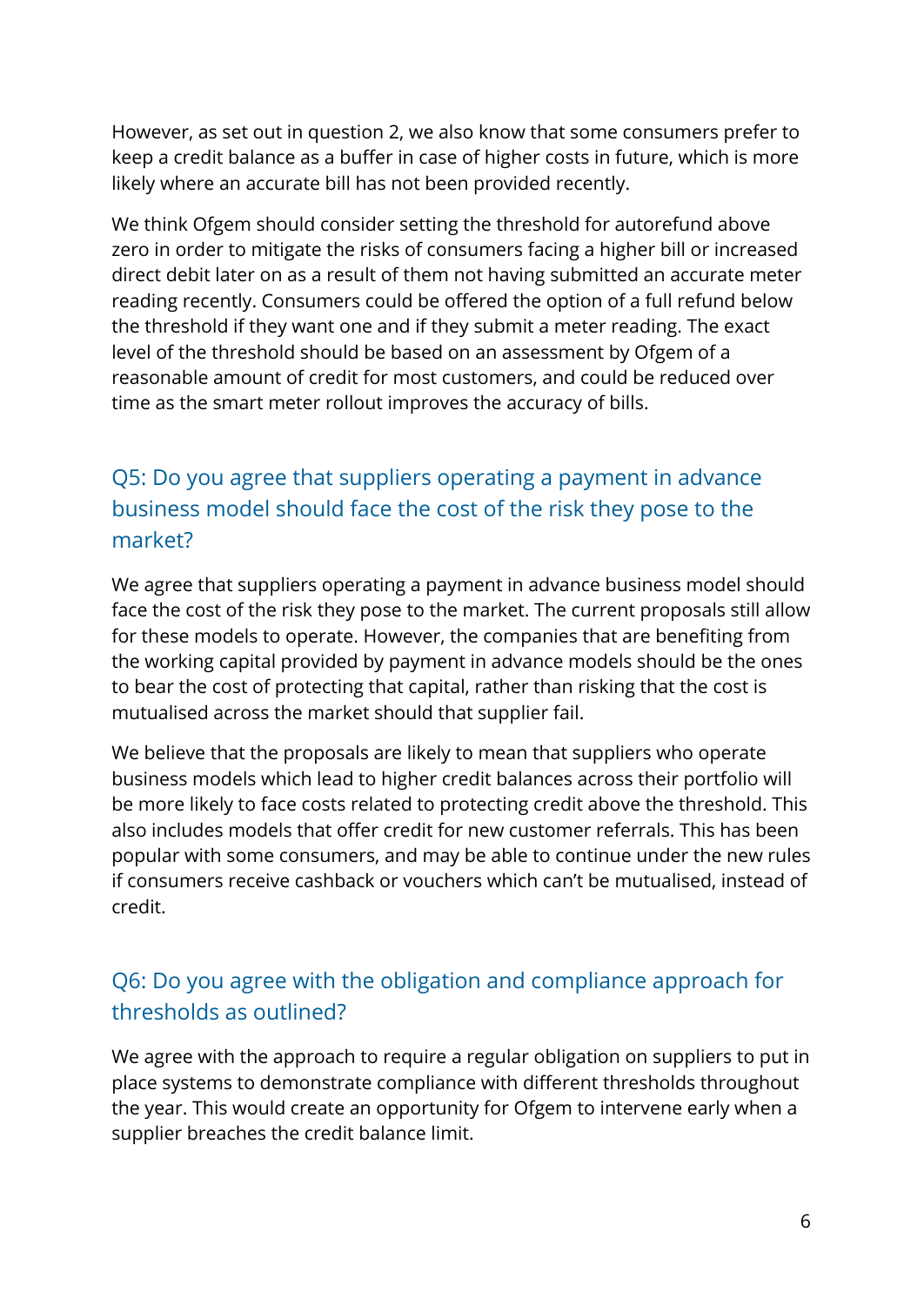However, as set out in question 2, we also know that some consumers prefer to keep a credit balance as a buffer in case of higher costs in future, which is more likely where an accurate bill has not been provided recently.

We think Ofgem should consider setting the threshold for autorefund above zero in order to mitigate the risks of consumers facing a higher bill or increased direct debit later on as a result of them not having submitted an accurate meter reading recently. Consumers could be offered the option of a full refund below the threshold if they want one and if they submit a meter reading. The exact level of the threshold should be based on an assessment by Ofgem of a reasonable amount of credit for most customers, and could be reduced over time as the smart meter rollout improves the accuracy of bills.

## Q5: Do you agree that suppliers operating a payment in advance business model should face the cost of the risk they pose to the market?

We agree that suppliers operating a payment in advance business model should face the cost of the risk they pose to the market. The current proposals still allow for these models to operate. However, the companies that are benefiting from the working capital provided by payment in advance models should be the ones to bear the cost of protecting that capital, rather than risking that the cost is mutualised across the market should that supplier fail.

We believe that the proposals are likely to mean that suppliers who operate business models which lead to higher credit balances across their portfolio will be more likely to face costs related to protecting credit above the threshold. This also includes models that offer credit for new customer referrals. This has been popular with some consumers, and may be able to continue under the new rules if consumers receive cashback or vouchers which can't be mutualised, instead of credit.

## Q6: Do you agree with the obligation and compliance approach for thresholds as outlined?

We agree with the approach to require a regular obligation on suppliers to put in place systems to demonstrate compliance with different thresholds throughout the year. This would create an opportunity for Ofgem to intervene early when a supplier breaches the credit balance limit.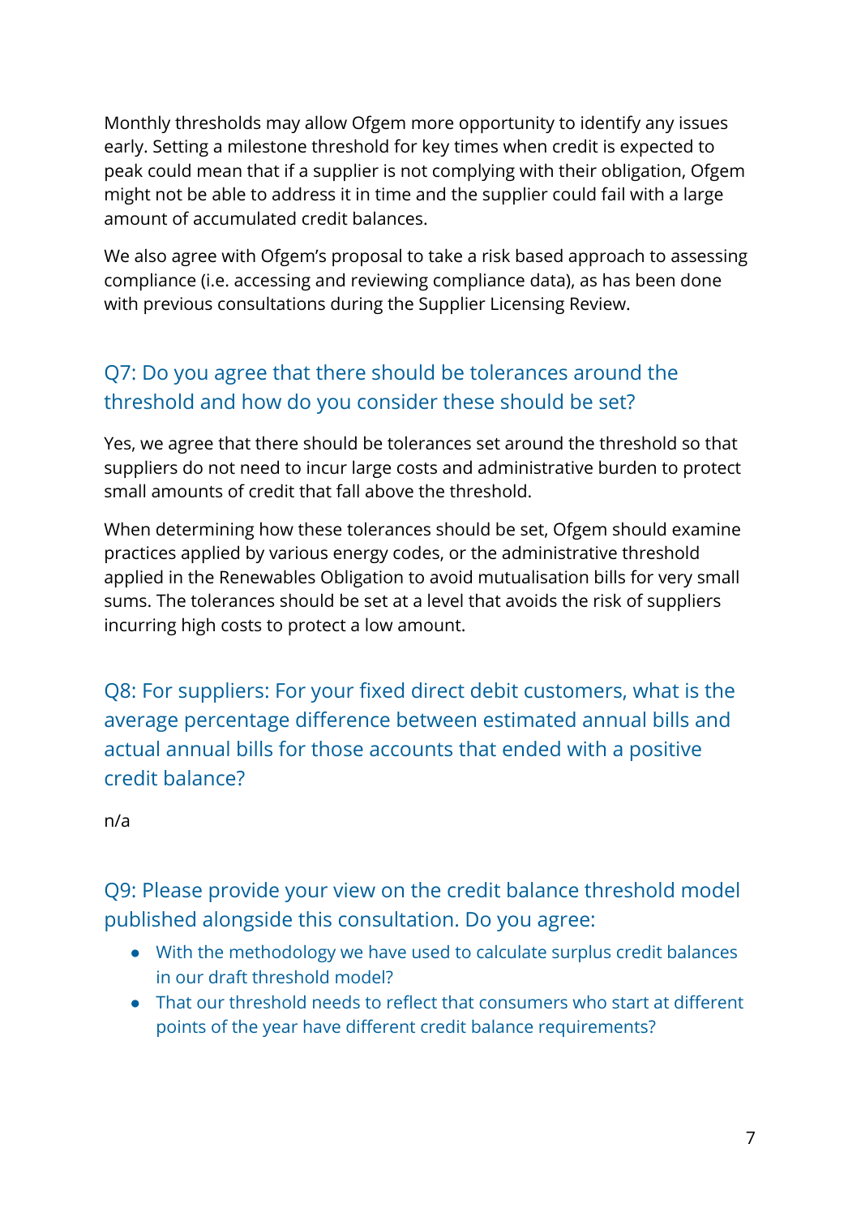Monthly thresholds may allow Ofgem more opportunity to identify any issues early. Setting a milestone threshold for key times when credit is expected to peak could mean that if a supplier is not complying with their obligation, Ofgem might not be able to address it in time and the supplier could fail with a large amount of accumulated credit balances.

We also agree with Ofgem's proposal to take a risk based approach to assessing compliance (i.e. accessing and reviewing compliance data), as has been done with previous consultations during the Supplier Licensing Review.

## Q7: Do you agree that there should be tolerances around the threshold and how do you consider these should be set?

Yes, we agree that there should be tolerances set around the threshold so that suppliers do not need to incur large costs and administrative burden to protect small amounts of credit that fall above the threshold.

When determining how these tolerances should be set, Ofgem should examine practices applied by various energy codes, or the administrative threshold applied in the Renewables Obligation to avoid mutualisation bills for very small sums. The tolerances should be set at a level that avoids the risk of suppliers incurring high costs to protect a low amount.

## Q8: For suppliers: For your fixed direct debit customers, what is the average percentage difference between estimated annual bills and actual annual bills for those accounts that ended with a positive credit balance?

n/a

## Q9: Please provide your view on the credit balance threshold model published alongside this consultation. Do you agree:

- With the methodology we have used to calculate surplus credit balances in our draft threshold model?
- That our threshold needs to reflect that consumers who start at different points of the year have different credit balance requirements?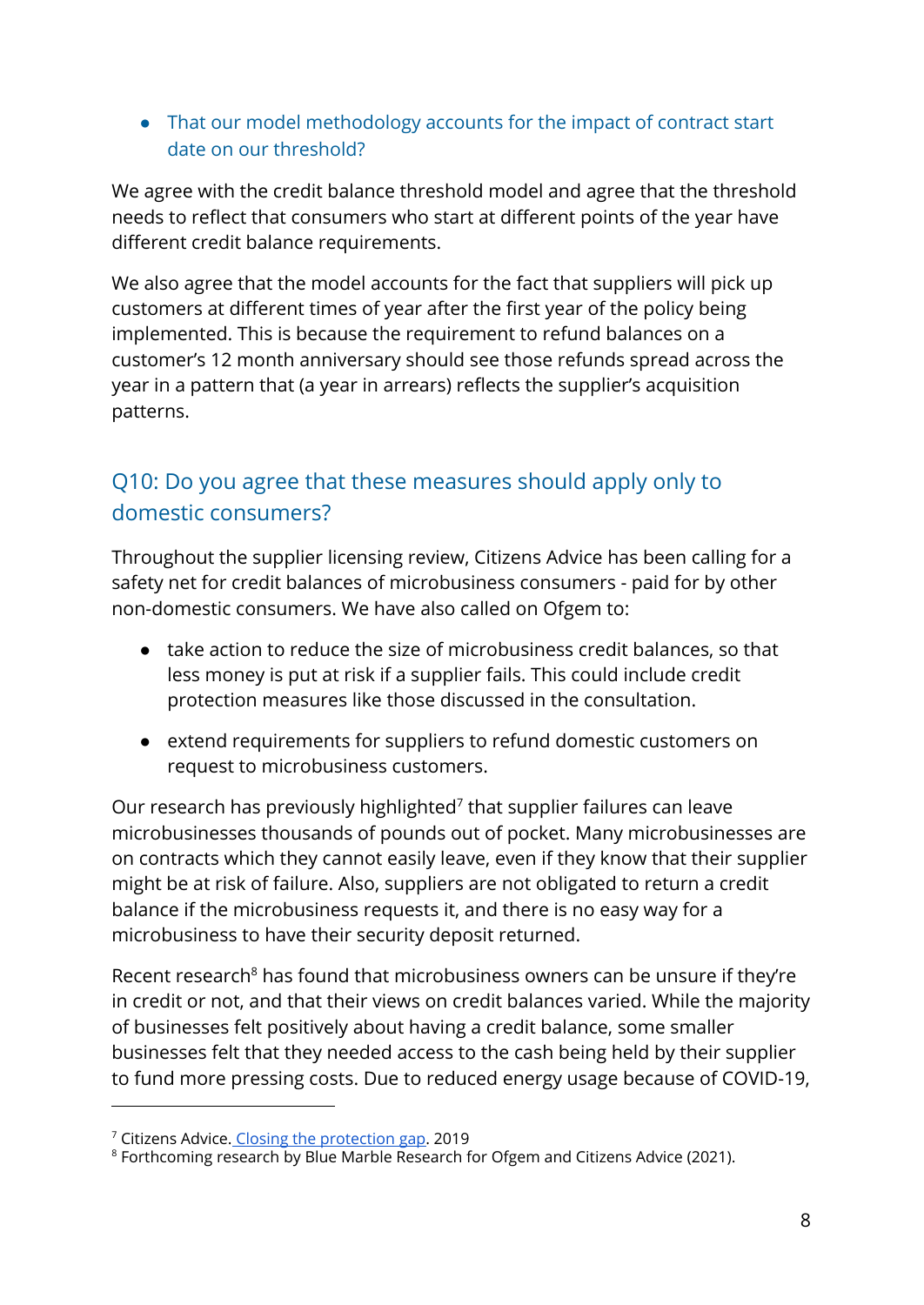- That our model methodology accounts for the impact of contract start date on our threshold?

We agree with the credit balance threshold model and agree that the threshold needs to reflect that consumers who start at different points of the year have different credit balance requirements.

We also agree that the model accounts for the fact that suppliers will pick up customers at different times of year after the first year of the policy being implemented. This is because the requirement to refund balances on a customer's 12 month anniversary should see those refunds spread across the year in a pattern that (a year in arrears) reflects the supplier's acquisition patterns.

## Q10: Do you agree that these measures should apply only to domestic consumers?

Throughout the supplier licensing review, Citizens Advice has been calling for a safety net for credit balances of microbusiness consumers - paid for by other non-domestic consumers. We have also called on Ofgem to:

- take action to reduce the size of microbusiness credit balances, so that less money is put at risk if a supplier fails. This could include credit protection measures like those discussed in the consultation.
- extend requirements for suppliers to refund domestic customers on request to microbusiness customers.

Our research has previously highlighted[7] that supplier failures can leave microbusinesses thousands of pounds out of pocket. Many microbusinesses are on contracts which they cannot easily leave, even if they know that their supplier might be at risk of failure. Also, suppliers are not obligated to return a credit balance if the microbusiness requests it, and there is no easy way for a microbusiness to have their security deposit returned.

Recent research[8] has found that microbusiness owners can be unsure if they're in credit or not, and that their views on credit balances varied. While the majority of businesses felt positively about having a credit balance, some smaller businesses felt that they needed access to the cash being held by their supplier to fund more pressing costs. Due to reduced energy usage because of COVID-19,

---

[7] Citizens Advice. [Closing the protection gap](). 2019

[8] Forthcoming research by Blue Marble Research for Ofgem and Citizens Advice (2021).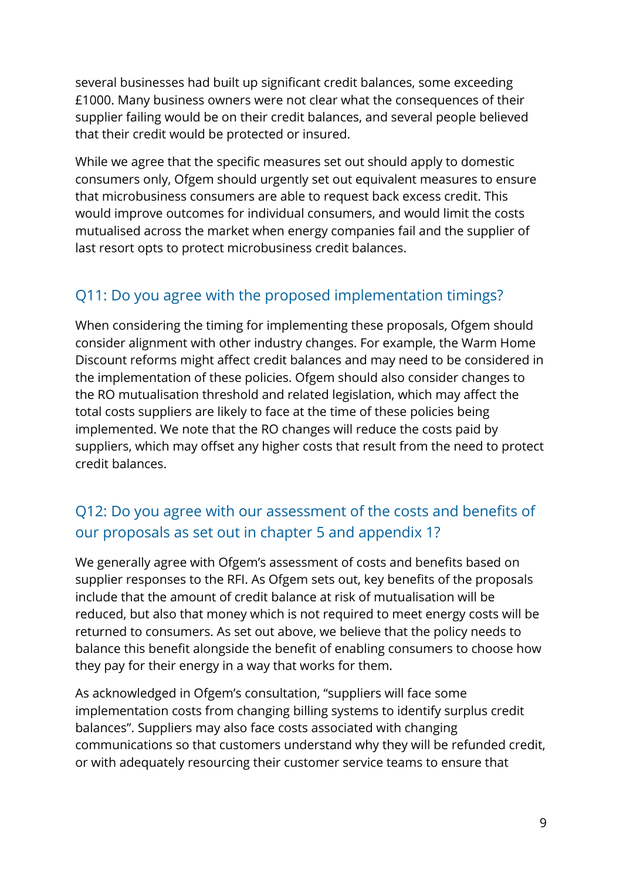several businesses had built up significant credit balances, some exceeding £1000. Many business owners were not clear what the consequences of their supplier failing would be on their credit balances, and several people believed that their credit would be protected or insured.

While we agree that the specific measures set out should apply to domestic consumers only, Ofgem should urgently set out equivalent measures to ensure that microbusiness consumers are able to request back excess credit. This would improve outcomes for individual consumers, and would limit the costs mutualised across the market when energy companies fail and the supplier of last resort opts to protect microbusiness credit balances.

## Q11: Do you agree with the proposed implementation timings?

When considering the timing for implementing these proposals, Ofgem should consider alignment with other industry changes. For example, the Warm Home Discount reforms might affect credit balances and may need to be considered in the implementation of these policies. Ofgem should also consider changes to the RO mutualisation threshold and related legislation, which may affect the total costs suppliers are likely to face at the time of these policies being implemented. We note that the RO changes will reduce the costs paid by suppliers, which may offset any higher costs that result from the need to protect credit balances.

## Q12: Do you agree with our assessment of the costs and benefits of our proposals as set out in chapter 5 and appendix 1?

We generally agree with Ofgem's assessment of costs and benefits based on supplier responses to the RFI. As Ofgem sets out, key benefits of the proposals include that the amount of credit balance at risk of mutualisation will be reduced, but also that money which is not required to meet energy costs will be returned to consumers. As set out above, we believe that the policy needs to balance this benefit alongside the benefit of enabling consumers to choose how they pay for their energy in a way that works for them.

As acknowledged in Ofgem's consultation, "suppliers will face some implementation costs from changing billing systems to identify surplus credit balances". Suppliers may also face costs associated with changing communications so that customers understand why they will be refunded credit, or with adequately resourcing their customer service teams to ensure that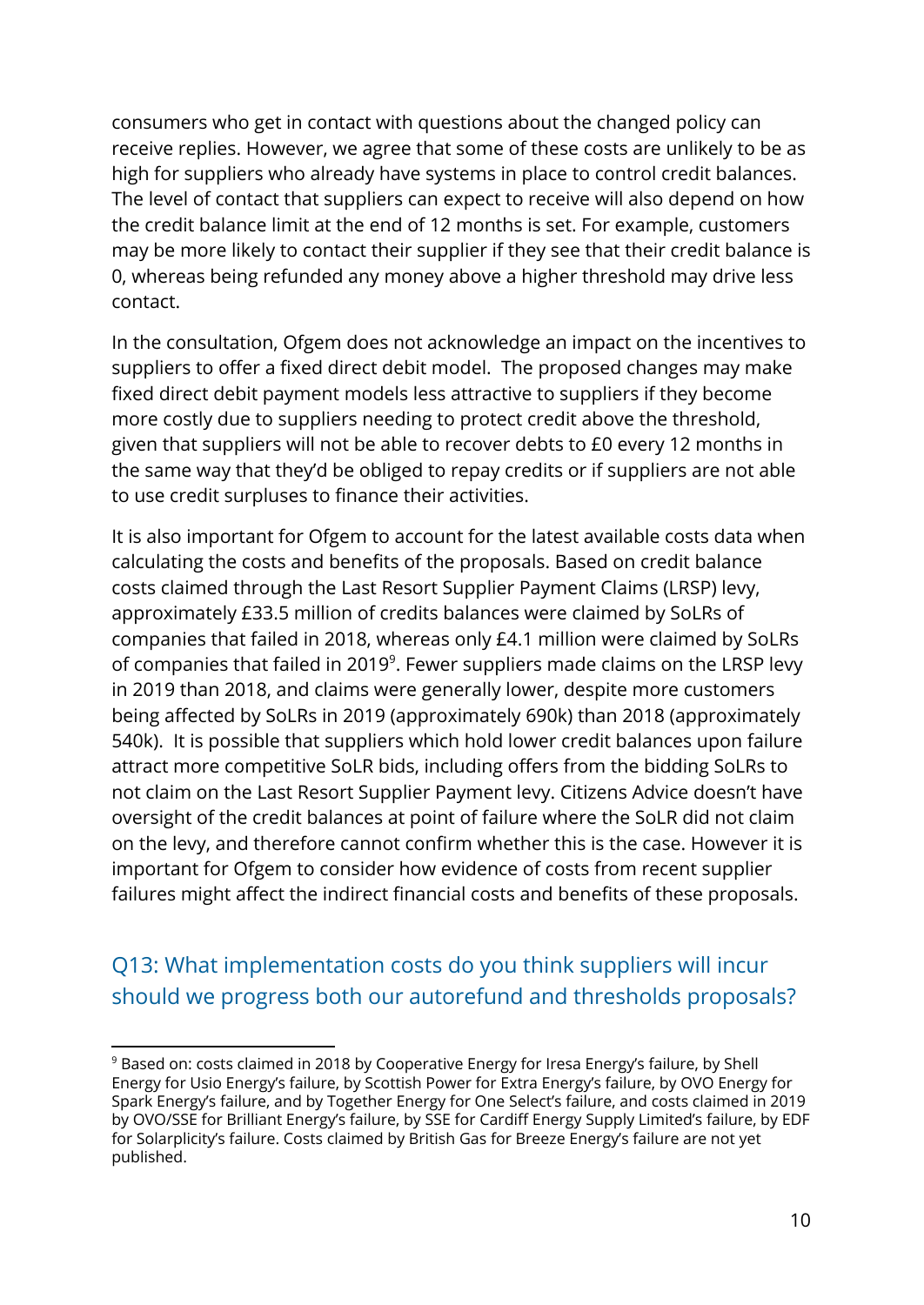consumers who get in contact with questions about the changed policy can receive replies. However, we agree that some of these costs are unlikely to be as high for suppliers who already have systems in place to control credit balances. The level of contact that suppliers can expect to receive will also depend on how the credit balance limit at the end of 12 months is set. For example, customers may be more likely to contact their supplier if they see that their credit balance is 0, whereas being refunded any money above a higher threshold may drive less contact.

In the consultation, Ofgem does not acknowledge an impact on the incentives to suppliers to offer a fixed direct debit model. The proposed changes may make fixed direct debit payment models less attractive to suppliers if they become more costly due to suppliers needing to protect credit above the threshold, given that suppliers will not be able to recover debts to £0 every 12 months in the same way that they'd be obliged to repay credits or if suppliers are not able to use credit surpluses to finance their activities.

It is also important for Ofgem to account for the latest available costs data when calculating the costs and benefits of the proposals. Based on credit balance costs claimed through the Last Resort Supplier Payment Claims (LRSP) levy, approximately £33.5 million of credits balances were claimed by SoLRs of companies that failed in 2018, whereas only £4.1 million were claimed by SoLRs of companies that failed in 2019[9]. Fewer suppliers made claims on the LRSP levy in 2019 than 2018, and claims were generally lower, despite more customers being affected by SoLRs in 2019 (approximately 690k) than 2018 (approximately 540k). It is possible that suppliers which hold lower credit balances upon failure attract more competitive SoLR bids, including offers from the bidding SoLRs to not claim on the Last Resort Supplier Payment levy. Citizens Advice doesn't have oversight of the credit balances at point of failure where the SoLR did not claim on the levy, and therefore cannot confirm whether this is the case. However it is important for Ofgem to consider how evidence of costs from recent supplier failures might affect the indirect financial costs and benefits of these proposals.

## Q13: What implementation costs do you think suppliers will incur should we progress both our autorefund and thresholds proposals?

[9] Based on: costs claimed in 2018 by Cooperative Energy for Iresa Energy's failure, by Shell Energy for Usio Energy's failure, by Scottish Power for Extra Energy's failure, by OVO Energy for Spark Energy's failure, and by Together Energy for One Select's failure, and costs claimed in 2019 by OVO/SSE for Brilliant Energy's failure, by SSE for Cardiff Energy Supply Limited's failure, by EDF for Solarplicity's failure. Costs claimed by British Gas for Breeze Energy's failure are not yet published.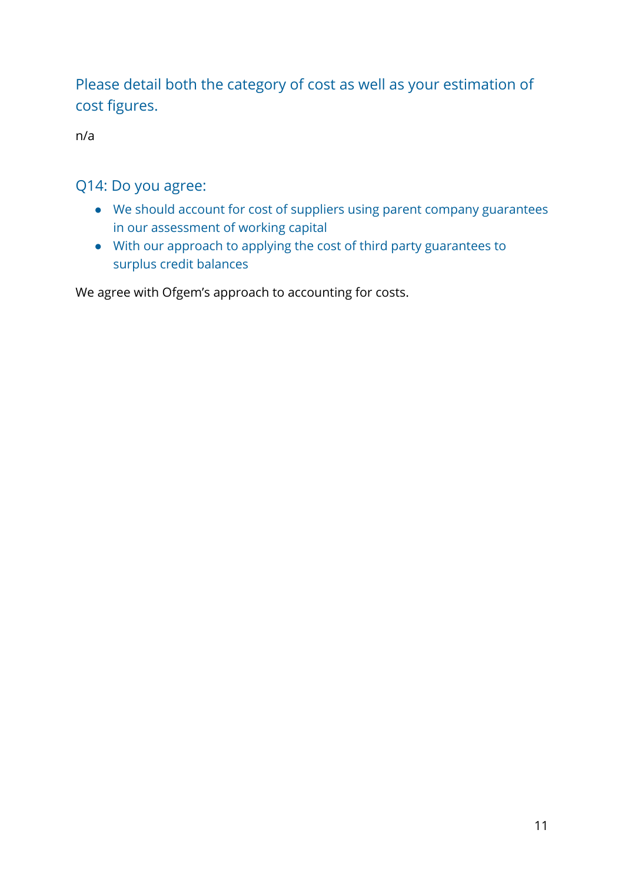### Please detail both the category of cost as well as your estimation of cost figures.

n/a

### Q14: Do you agree:

- We should account for cost of suppliers using parent company guarantees in our assessment of working capital
- With our approach to applying the cost of third party guarantees to surplus credit balances

We agree with Ofgem's approach to accounting for costs.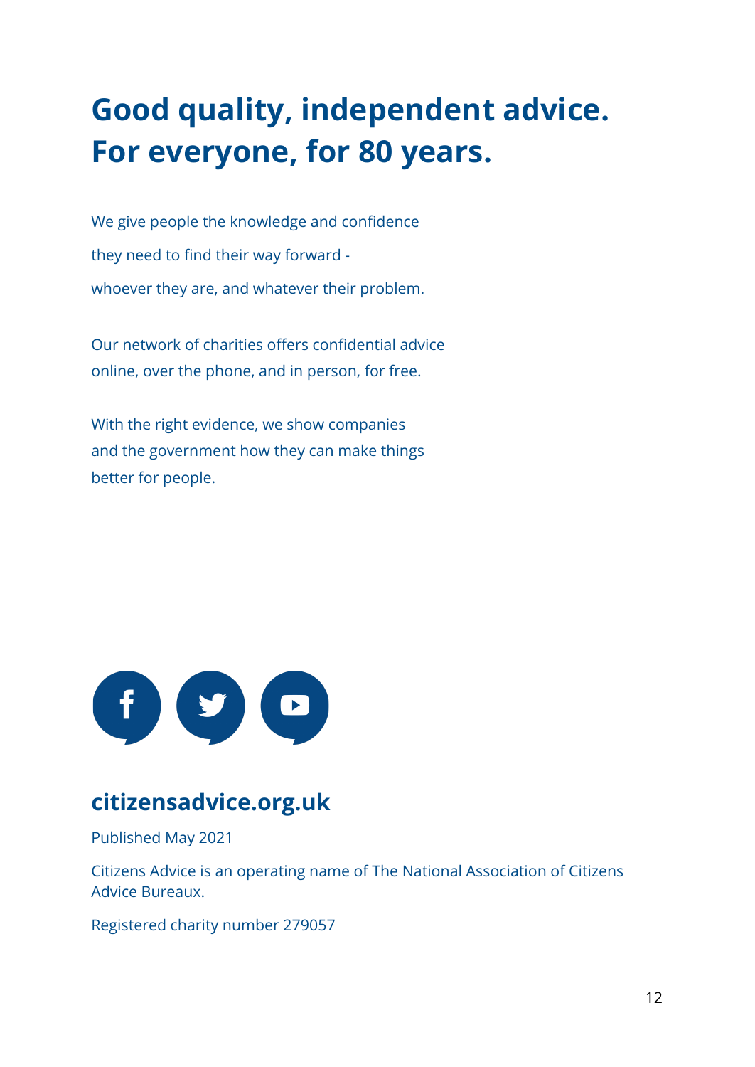# Good quality, independent advice. For everyone, for 80 years.

We give people the knowledge and confidence they need to find their way forward - whoever they are, and whatever their problem.

Our network of charities offers confidential advice online, over the phone, and in person, for free.

With the right evidence, we show companies and the government how they can make things better for people.

## citizensadvice.org.uk

Published May 2021

Citizens Advice is an operating name of The National Association of Citizens Advice Bureaux.

Registered charity number 279057